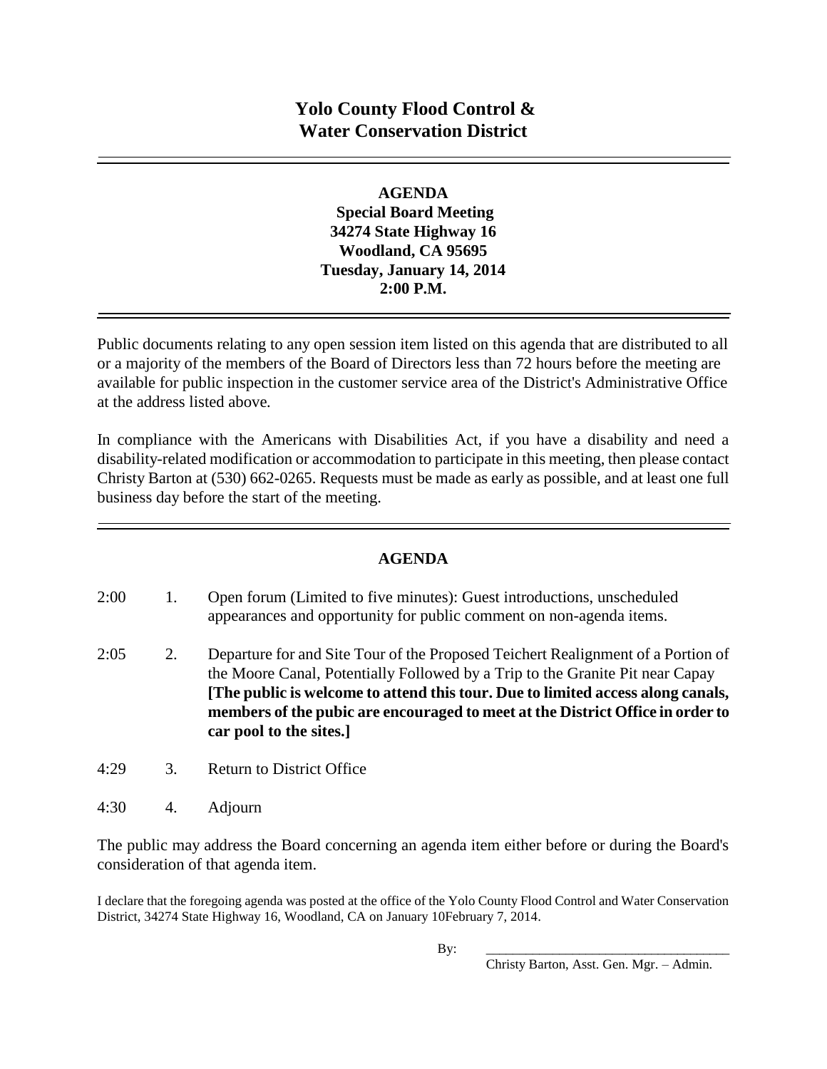# Yolo County Flood Control & Water Conservation District

---

**AGENDA**
**Special Board Meeting**
**34274 State Highway 16**
**Woodland, CA 95695**
**Tuesday, January 14, 2014**
**2:00 P.M.**

---

Public documents relating to any open session item listed on this agenda that are distributed to all or a majority of the members of the Board of Directors less than 72 hours before the meeting are available for public inspection in the customer service area of the District's Administrative Office at the address listed above.

In compliance with the Americans with Disabilities Act, if you have a disability and need a disability-related modification or accommodation to participate in this meeting, then please contact Christy Barton at (530) 662-0265. Requests must be made as early as possible, and at least one full business day before the start of the meeting.

---

**AGENDA**

2:00 1. Open forum (Limited to five minutes): Guest introductions, unscheduled appearances and opportunity for public comment on non-agenda items.

2:05 2. Departure for and Site Tour of the Proposed Teichert Realignment of a Portion of the Moore Canal, Potentially Followed by a Trip to the Granite Pit near Capay **[The public is welcome to attend this tour. Due to limited access along canals, members of the pubic are encouraged to meet at the District Office in order to car pool to the sites.]**

4:29 3. Return to District Office

4:30 4. Adjourn

The public may address the Board concerning an agenda item either before or during the Board's consideration of that agenda item.

I declare that the foregoing agenda was posted at the office of the Yolo County Flood Control and Water Conservation District, 34274 State Highway 16, Woodland, CA on January 10February 7, 2014.

By: ____________________________________
Christy Barton, Asst. Gen. Mgr. – Admin.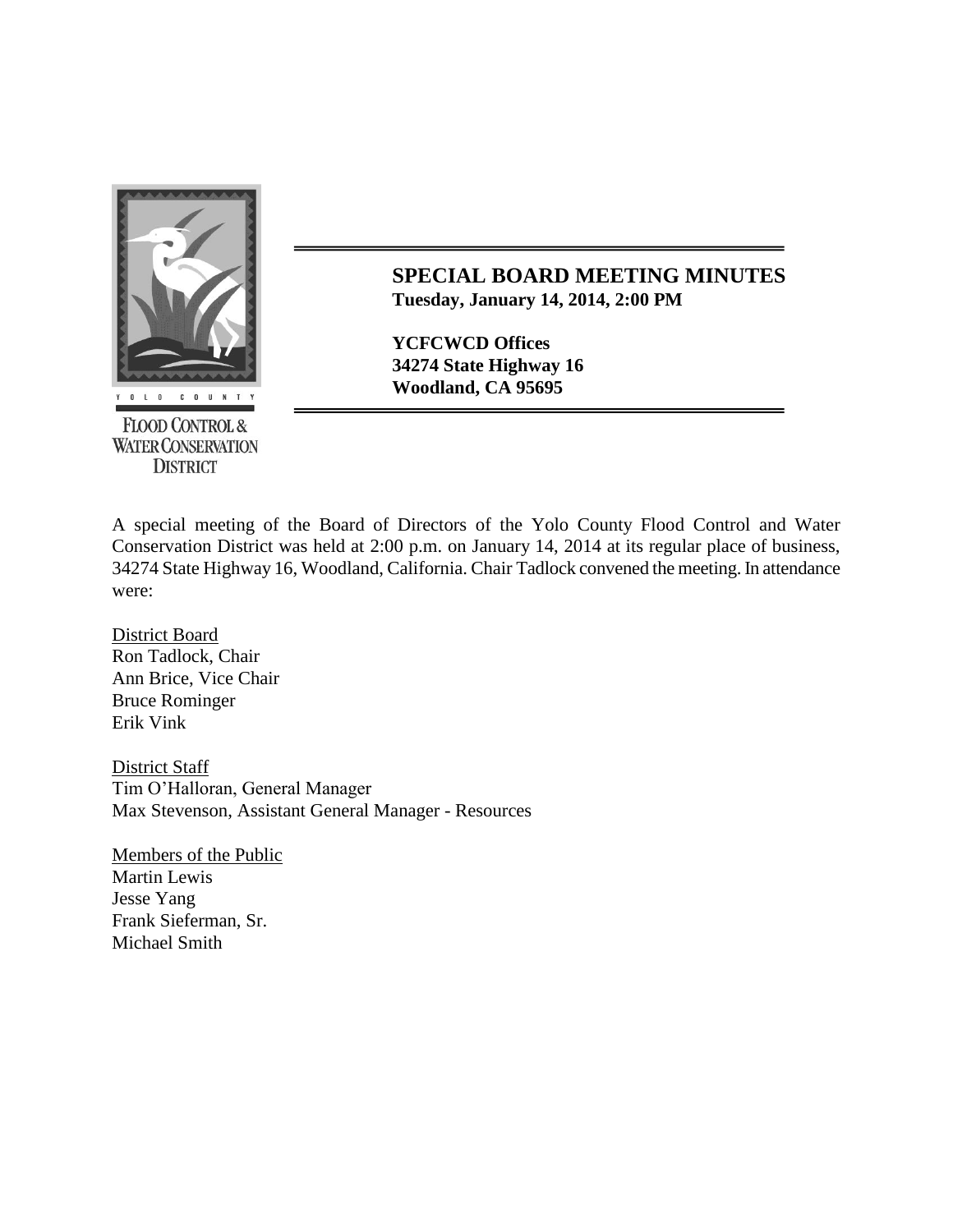Yolo County

Flood Control & Water Conservation District

## SPECIAL BOARD MEETING MINUTES

**Tuesday, January 14, 2014, 2:00 PM**

**YCFCWCD Offices**
**34274 State Highway 16**
**Woodland, CA 95695**

A special meeting of the Board of Directors of the Yolo County Flood Control and Water Conservation District was held at 2:00 p.m. on January 14, 2014 at its regular place of business, 34274 State Highway 16, Woodland, California. Chair Tadlock convened the meeting. In attendance were:

District Board
Ron Tadlock, Chair
Ann Brice, Vice Chair
Bruce Rominger
Erik Vink

District Staff
Tim O'Halloran, General Manager
Max Stevenson, Assistant General Manager - Resources

Members of the Public
Martin Lewis
Jesse Yang
Frank Sieferman, Sr.
Michael Smith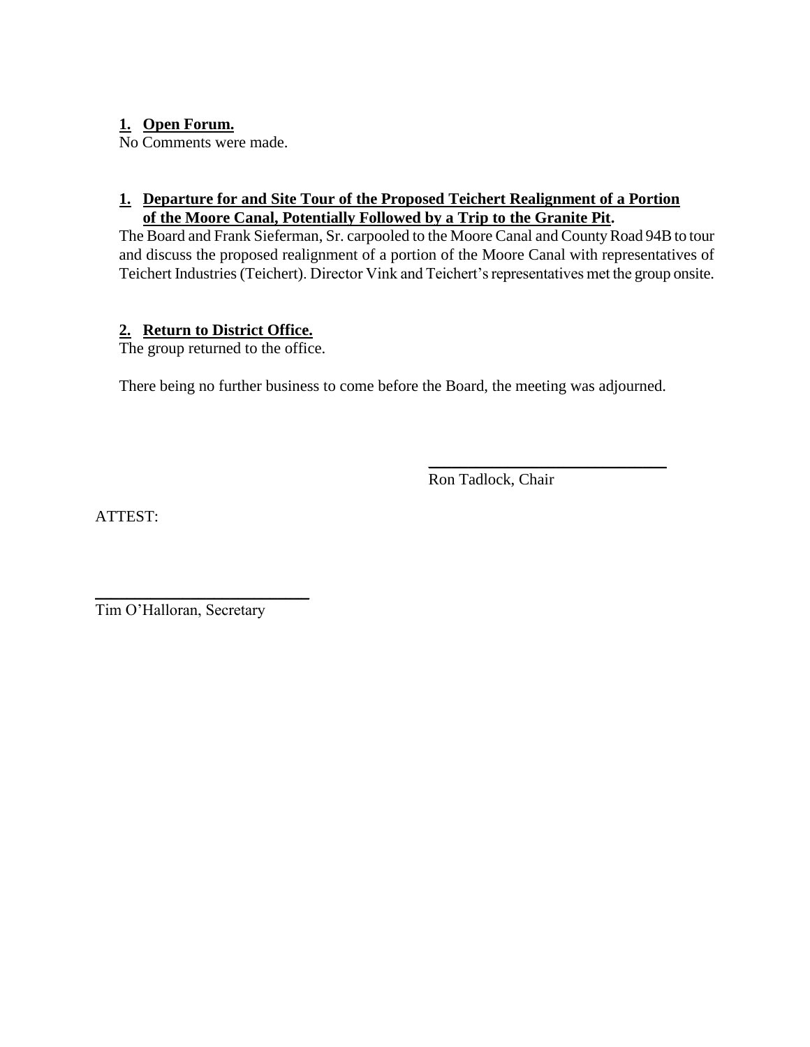**1. Open Forum.**

No Comments were made.

**1. Departure for and Site Tour of the Proposed Teichert Realignment of a Portion of the Moore Canal, Potentially Followed by a Trip to the Granite Pit.**

The Board and Frank Sieferman, Sr. carpooled to the Moore Canal and County Road 94B to tour and discuss the proposed realignment of a portion of the Moore Canal with representatives of Teichert Industries (Teichert). Director Vink and Teichert's representatives met the group onsite.

**2. Return to District Office.**

The group returned to the office.

There being no further business to come before the Board, the meeting was adjourned.

\_\_\_\_\_\_\_\_\_\_\_\_\_\_\_\_\_\_\_\_\_\_\_\_\_\_\_\_\_\_
Ron Tadlock, Chair

ATTEST:

\_\_\_\_\_\_\_\_\_\_\_\_\_\_\_\_\_\_\_\_\_\_\_\_\_\_\_\_\_\_
Tim O'Halloran, Secretary